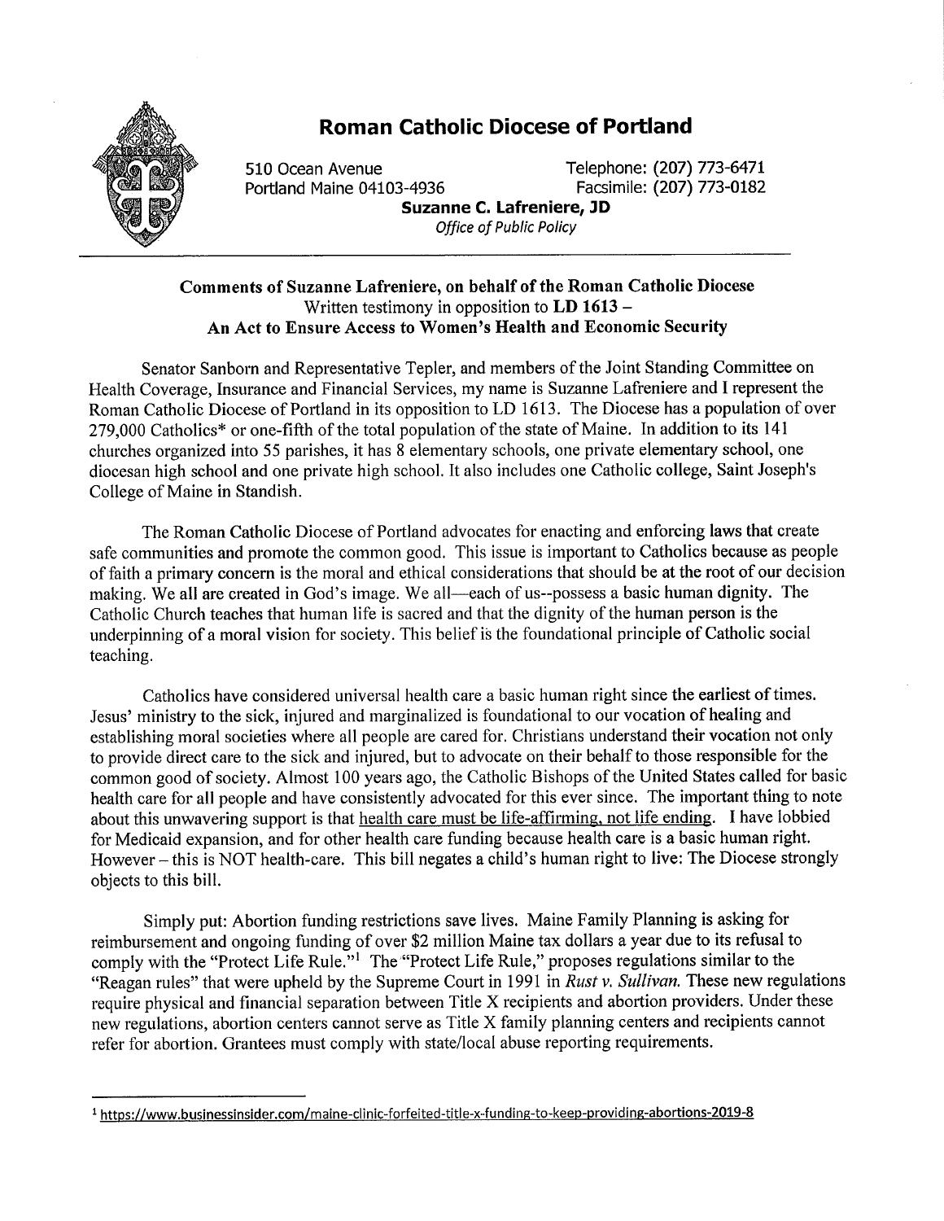# Roman Catholic Diocese of Portland

510 Ocean Avenue
Portland Maine 04103-4936

Telephone: (207) 773-6471
Facsimile: (207) 773-0182

**Suzanne C. Lafreniere, JD**
*Office of Public Policy*

---

**Comments of Suzanne Lafreniere, on behalf of the Roman Catholic Diocese**
Written testimony in opposition to **LD 1613 –**
**An Act to Ensure Access to Women's Health and Economic Security**

Senator Sanborn and Representative Tepler, and members of the Joint Standing Committee on Health Coverage, Insurance and Financial Services, my name is Suzanne Lafreniere and I represent the Roman Catholic Diocese of Portland in its opposition to LD 1613. The Diocese has a population of over 279,000 Catholics* or one-fifth of the total population of the state of Maine. In addition to its 141 churches organized into 55 parishes, it has 8 elementary schools, one private elementary school, one diocesan high school and one private high school. It also includes one Catholic college, Saint Joseph's College of Maine in Standish.

The Roman Catholic Diocese of Portland advocates for enacting and enforcing laws that create safe communities and promote the common good. This issue is important to Catholics because as people of faith a primary concern is the moral and ethical considerations that should be at the root of our decision making. We all are created in God's image. We all—each of us--possess a basic human dignity. The Catholic Church teaches that human life is sacred and that the dignity of the human person is the underpinning of a moral vision for society. This belief is the foundational principle of Catholic social teaching.

Catholics have considered universal health care a basic human right since the earliest of times. Jesus' ministry to the sick, injured and marginalized is foundational to our vocation of healing and establishing moral societies where all people are cared for. Christians understand their vocation not only to provide direct care to the sick and injured, but to advocate on their behalf to those responsible for the common good of society. Almost 100 years ago, the Catholic Bishops of the United States called for basic health care for all people and have consistently advocated for this ever since. The important thing to note about this unwavering support is that <u>health care must be life-affirming, not life ending</u>. I have lobbied for Medicaid expansion, and for other health care funding because health care is a basic human right. However – this is NOT health-care. This bill negates a child's human right to live: The Diocese strongly objects to this bill.

Simply put: Abortion funding restrictions save lives. Maine Family Planning is asking for reimbursement and ongoing funding of over $2 million Maine tax dollars a year due to its refusal to comply with the "Protect Life Rule."[1] The "Protect Life Rule," proposes regulations similar to the "Reagan rules" that were upheld by the Supreme Court in 1991 in *Rust v. Sullivan.* These new regulations require physical and financial separation between Title X recipients and abortion providers. Under these new regulations, abortion centers cannot serve as Title X family planning centers and recipients cannot refer for abortion. Grantees must comply with state/local abuse reporting requirements.

---

[1] https://www.businessinsider.com/maine-clinic-forfeited-title-x-funding-to-keep-providing-abortions-2019-8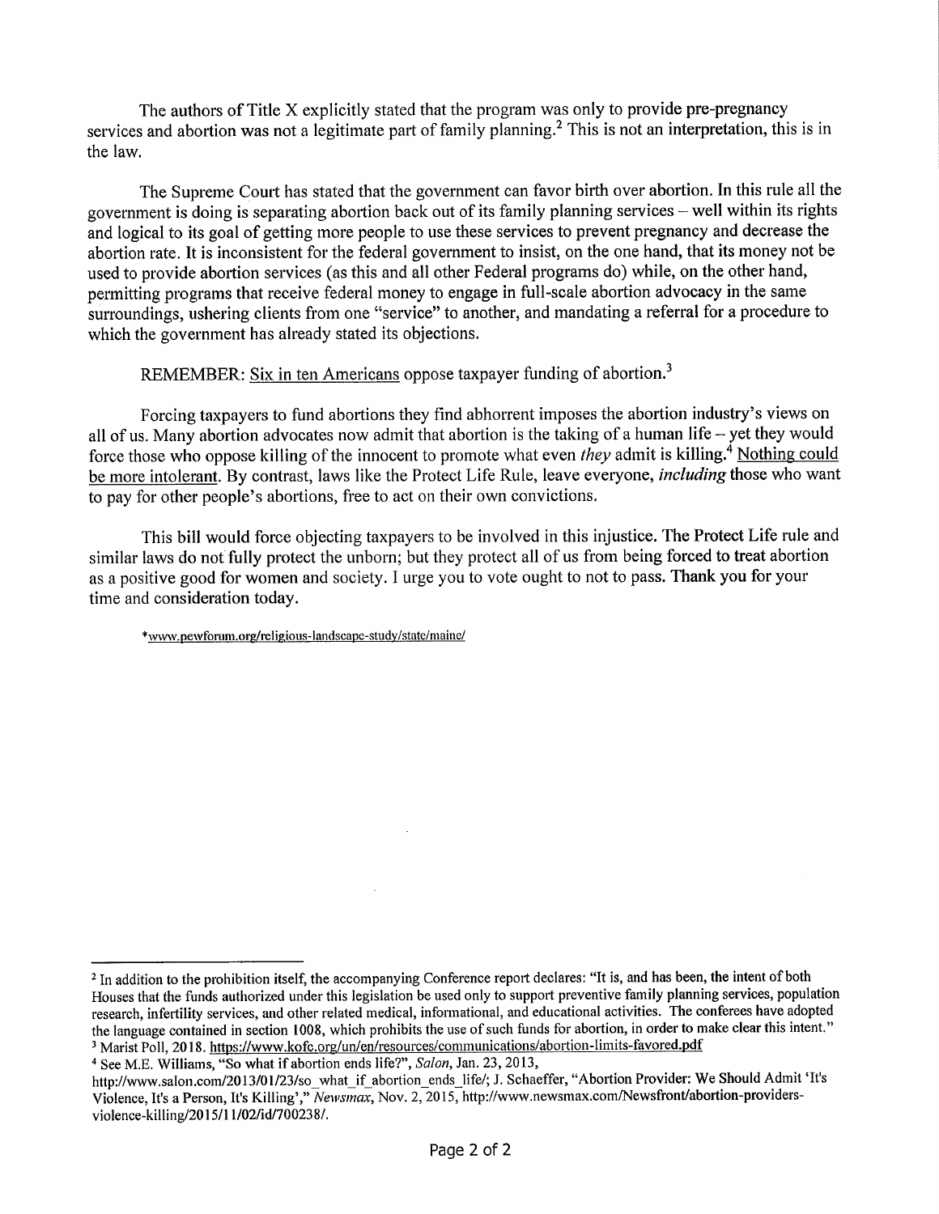The authors of Title X explicitly stated that the program was only to provide pre-pregnancy services and abortion was not a legitimate part of family planning.[2] This is not an interpretation, this is in the law.

The Supreme Court has stated that the government can favor birth over abortion. In this rule all the government is doing is separating abortion back out of its family planning services – well within its rights and logical to its goal of getting more people to use these services to prevent pregnancy and decrease the abortion rate. It is inconsistent for the federal government to insist, on the one hand, that its money not be used to provide abortion services (as this and all other Federal programs do) while, on the other hand, permitting programs that receive federal money to engage in full-scale abortion advocacy in the same surroundings, ushering clients from one "service" to another, and mandating a referral for a procedure to which the government has already stated its objections.

REMEMBER: Six in ten Americans oppose taxpayer funding of abortion.[3]

Forcing taxpayers to fund abortions they find abhorrent imposes the abortion industry's views on all of us. Many abortion advocates now admit that abortion is the taking of a human life – yet they would force those who oppose killing of the innocent to promote what even *they* admit is killing.[4] Nothing could be more intolerant. By contrast, laws like the Protect Life Rule, leave everyone, *including* those who want to pay for other people's abortions, free to act on their own convictions.

This bill would force objecting taxpayers to be involved in this injustice. The Protect Life rule and similar laws do not fully protect the unborn; but they protect all of us from being forced to treat abortion as a positive good for women and society. I urge you to vote ought to not to pass. Thank you for your time and consideration today.

*www.pewforum.org/religious-landscape-study/state/maine/

---

[2] In addition to the prohibition itself, the accompanying Conference report declares: "It is, and has been, the intent of both Houses that the funds authorized under this legislation be used only to support preventive family planning services, population research, infertility services, and other related medical, informational, and educational activities. The conferees have adopted the language contained in section 1008, which prohibits the use of such funds for abortion, in order to make clear this intent."

[3] Marist Poll, 2018. https://www.kofc.org/un/en/resources/communications/abortion-limits-favored.pdf

[4] See M.E. Williams, "So what if abortion ends life?", *Salon*, Jan. 23, 2013, http://www.salon.com/2013/01/23/so_what_if_abortion_ends_life/; J. Schaeffer, "Abortion Provider: We Should Admit 'It's Violence, It's a Person, It's Killing'," *Newsmax*, Nov. 2, 2015, http://www.newsmax.com/Newsfront/abortion-providers-violence-killing/2015/11/02/id/700238/.